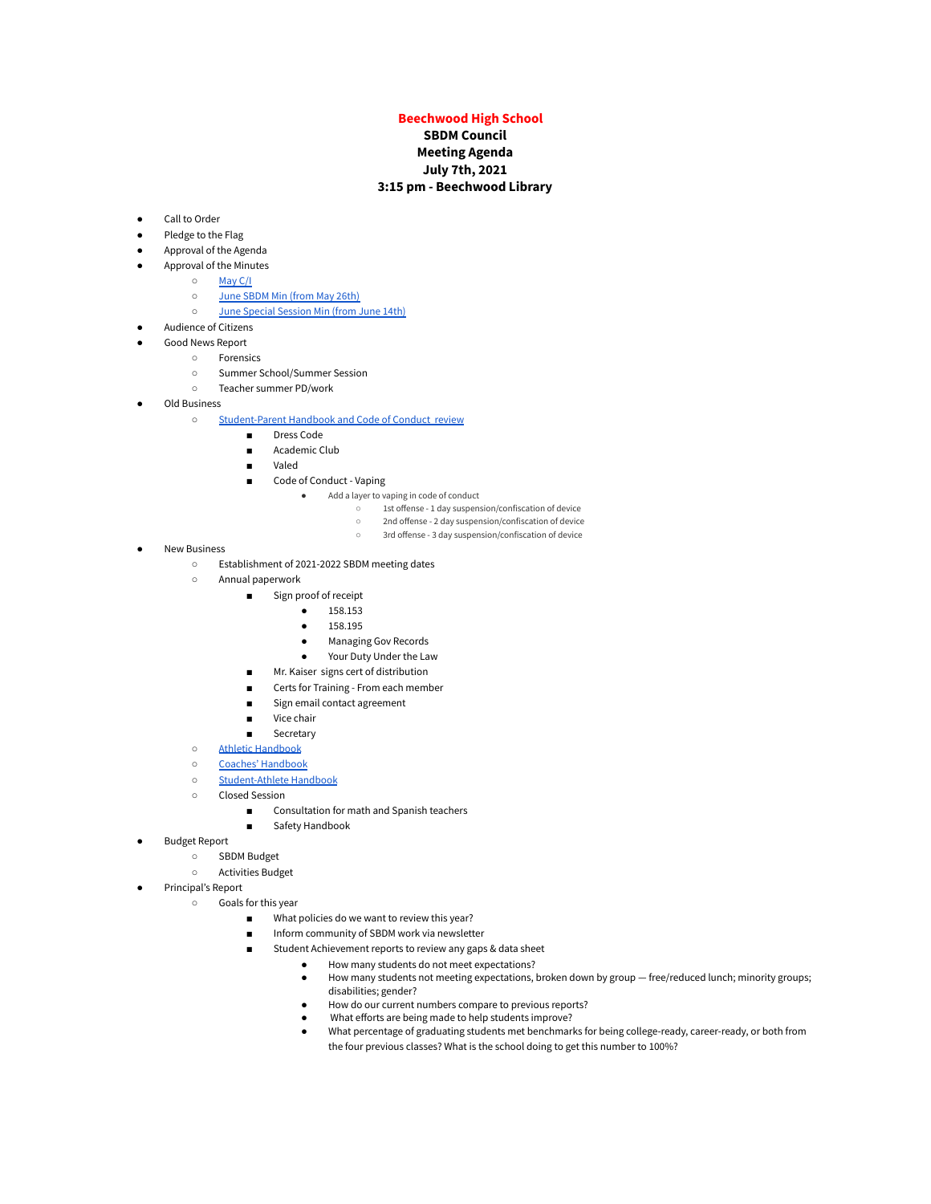**Beechwood High School**
**SBDM Council**
**Meeting Agenda**
**July 7th, 2021**
**3:15 pm - Beechwood Library**

- Call to Order
- Pledge to the Flag
- Approval of the Agenda
- Approval of the Minutes
  - May C/I
  - June SBDM Min (from May 26th)
  - June Special Session Min (from June 14th)
- Audience of Citizens
- Good News Report
  - Forensics
  - Summer School/Summer Session
  - Teacher summer PD/work
- Old Business
  - Student-Parent Handbook and Code of Conduct review
    - Dress Code
    - Academic Club
    - Valed
    - Code of Conduct - Vaping
      - Add a layer to vaping in code of conduct
        - 1st offense - 1 day suspension/confiscation of device
        - 2nd offense - 2 day suspension/confiscation of device
        - 3rd offense - 3 day suspension/confiscation of device
- New Business
  - Establishment of 2021-2022 SBDM meeting dates
  - Annual paperwork
    - Sign proof of receipt
      - 158.153
      - 158.195
      - Managing Gov Records
      - Your Duty Under the Law
    - Mr. Kaiser signs cert of distribution
    - Certs for Training - From each member
    - Sign email contact agreement
    - Vice chair
    - Secretary
  - Athletic Handbook
  - Coaches' Handbook
  - Student-Athlete Handbook
  - Closed Session
    - Consultation for math and Spanish teachers
    - Safety Handbook
- Budget Report
  - SBDM Budget
  - Activities Budget
- Principal's Report
  - Goals for this year
    - What policies do we want to review this year?
    - Inform community of SBDM work via newsletter
    - Student Achievement reports to review any gaps & data sheet
      - How many students do not meet expectations?
      - How many students not meeting expectations, broken down by group — free/reduced lunch; minority groups; disabilities; gender?
      - How do our current numbers compare to previous reports?
      - What efforts are being made to help students improve?
      - What percentage of graduating students met benchmarks for being college-ready, career-ready, or both from the four previous classes? What is the school doing to get this number to 100%?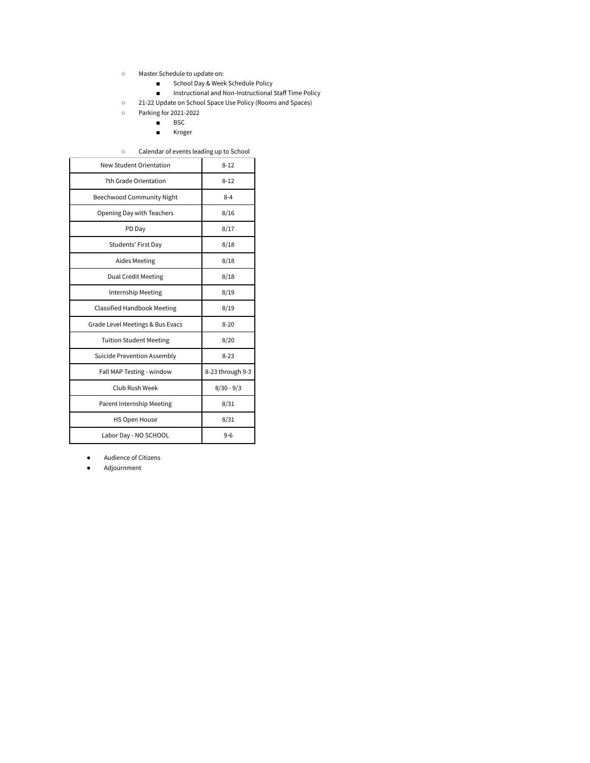- Master Schedule to update on:
  - School Day & Week Schedule Policy
  - Instructional and Non-Instructional Staff Time Policy
- 21-22 Update on School Space Use Policy (Rooms and Spaces)
- Parking for 2021-2022
  - BSC
  - Kroger
- Calendar of events leading up to School

| | |
|---|---|
| New Student Orientation | 8-12 |
| 7th Grade Orientation | 8-12 |
| Beechwood Community Night | 8-4 |
| Opening Day with Teachers | 8/16 |
| PD Day | 8/17 |
| Students' First Day | 8/18 |
| Aides Meeting | 8/18 |
| Dual Credit Meeting | 8/18 |
| Internship Meeting | 8/19 |
| Classified Handbook Meeting | 8/19 |
| Grade Level Meetings & Bus Evacs | 8-20 |
| Tuition Student Meeting | 8/20 |
| Suicide Prevention Assembly | 8-23 |
| Fall MAP Testing - window | 8-23 through 9-3 |
| Club Rush Week | 8/30 - 9/3 |
| Parent Internship Meeting | 8/31 |
| HS Open House | 8/31 |
| Labor Day - NO SCHOOL | 9-6 |

- Audience of Citizens
- Adjournment